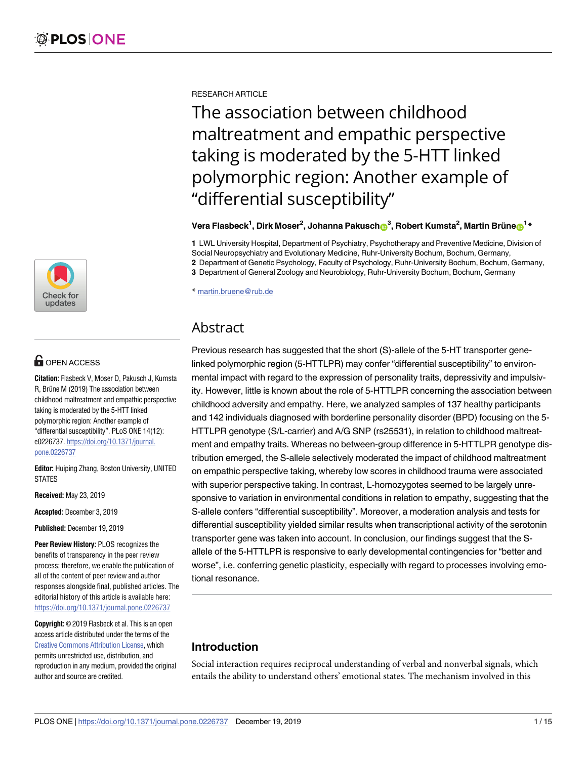RESEARCH ARTICLE

# The association between childhood maltreatment and empathic perspective taking is moderated by the 5-HTT linked polymorphic region: Another example of "differential susceptibility"

**Vera Flasbeck[1], Dirk Moser[2], Johanna Pakusch[3], Robert Kumsta[2], Martin Brüne[1]***

**1** LWL University Hospital, Department of Psychiatry, Psychotherapy and Preventive Medicine, Division of Social Neuropsychiatry and Evolutionary Medicine, Ruhr-University Bochum, Bochum, Germany, **2** Department of Genetic Psychology, Faculty of Psychology, Ruhr-University Bochum, Bochum, Germany, **3** Department of General Zoology and Neurobiology, Ruhr-University Bochum, Bochum, Germany

* martin.bruene@rub.de

OPEN ACCESS

**Citation:** Flasbeck V, Moser D, Pakusch J, Kumsta R, Brüne M (2019) The association between childhood maltreatment and empathic perspective taking is moderated by the 5-HTT linked polymorphic region: Another example of "differential susceptibility". PLoS ONE 14(12): e0226737. https://doi.org/10.1371/journal.pone.0226737

**Editor:** Huiping Zhang, Boston University, UNITED STATES

**Received:** May 23, 2019

**Accepted:** December 3, 2019

**Published:** December 19, 2019

**Peer Review History:** PLOS recognizes the benefits of transparency in the peer review process; therefore, we enable the publication of all of the content of peer review and author responses alongside final, published articles. The editorial history of this article is available here: https://doi.org/10.1371/journal.pone.0226737

**Copyright:** © 2019 Flasbeck et al. This is an open access article distributed under the terms of the Creative Commons Attribution License, which permits unrestricted use, distribution, and reproduction in any medium, provided the original author and source are credited.

## Abstract

Previous research has suggested that the short (S)-allele of the 5-HT transporter gene-linked polymorphic region (5-HTTLPR) may confer "differential susceptibility" to environmental impact with regard to the expression of personality traits, depressivity and impulsivity. However, little is known about the role of 5-HTTLPR concerning the association between childhood adversity and empathy. Here, we analyzed samples of 137 healthy participants and 142 individuals diagnosed with borderline personality disorder (BPD) focusing on the 5-HTTLPR genotype (S/L-carrier) and A/G SNP (rs25531), in relation to childhood maltreatment and empathy traits. Whereas no between-group difference in 5-HTTLPR genotype distribution emerged, the S-allele selectively moderated the impact of childhood maltreatment on empathic perspective taking, whereby low scores in childhood trauma were largely associated with superior perspective taking. In contrast, L-homozygotes seemed to be largely unresponsive to variation in environmental conditions in relation to empathy, suggesting that the S-allele confers "differential susceptibility". Moreover, a moderation analysis and tests for differential susceptibility yielded similar results when transcriptional activity of the serotonin transporter gene was taken into account. In conclusion, our findings suggest that the S-allele of the 5-HTTLPR is responsive to early developmental contingencies for "better and worse", i.e. conferring genetic plasticity, especially with regard to processes involving emotional resonance.

## Introduction

Social interaction requires reciprocal understanding of verbal and nonverbal signals, which entails the ability to understand others' emotional states. The mechanism involved in this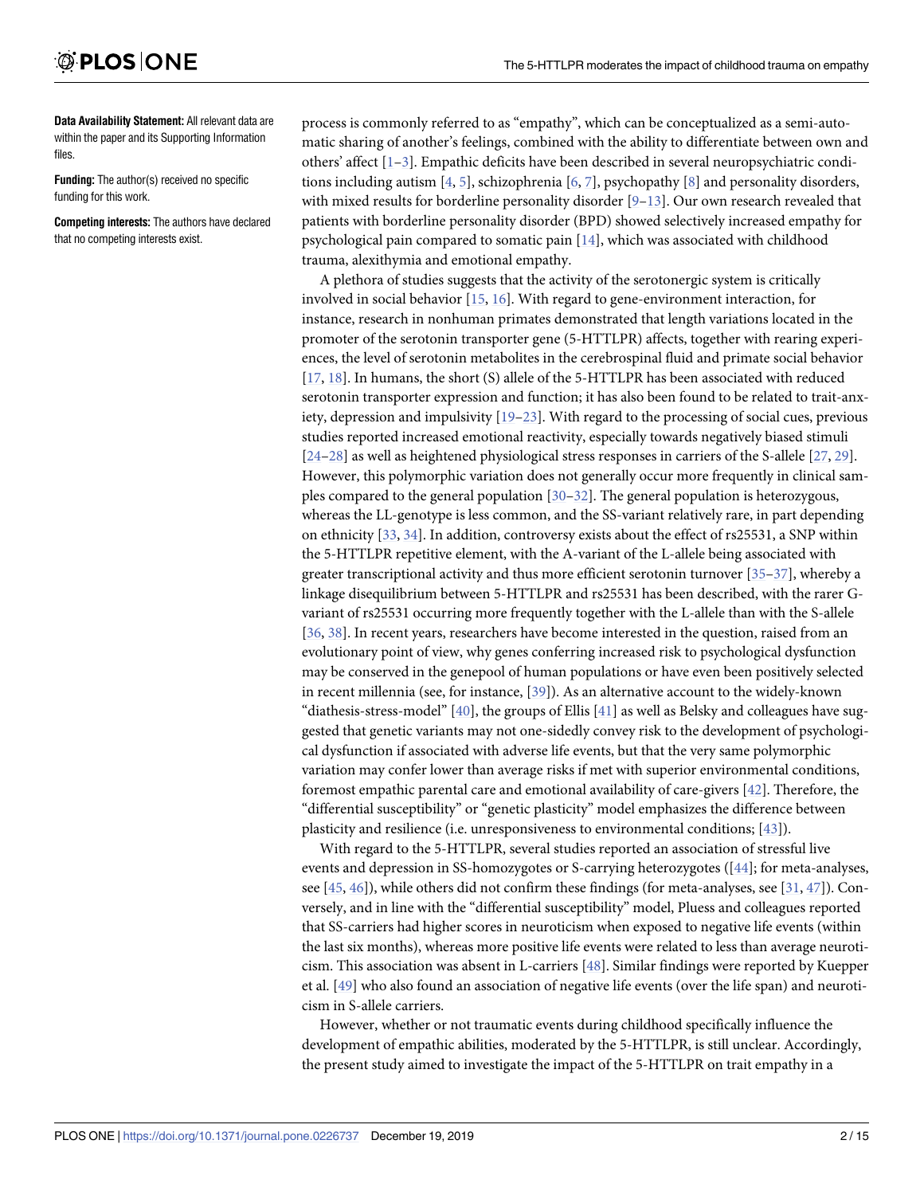**Data Availability Statement:** All relevant data are within the paper and its Supporting Information files.

**Funding:** The author(s) received no specific funding for this work.

**Competing interests:** The authors have declared that no competing interests exist.

process is commonly referred to as "empathy", which can be conceptualized as a semi-automatic sharing of another's feelings, combined with the ability to differentiate between own and others' affect [1–3]. Empathic deficits have been described in several neuropsychiatric conditions including autism [4, 5], schizophrenia [6, 7], psychopathy [8] and personality disorders, with mixed results for borderline personality disorder [9–13]. Our own research revealed that patients with borderline personality disorder (BPD) showed selectively increased empathy for psychological pain compared to somatic pain [14], which was associated with childhood trauma, alexithymia and emotional empathy.

A plethora of studies suggests that the activity of the serotonergic system is critically involved in social behavior [15, 16]. With regard to gene-environment interaction, for instance, research in nonhuman primates demonstrated that length variations located in the promoter of the serotonin transporter gene (5-HTTLPR) affects, together with rearing experiences, the level of serotonin metabolites in the cerebrospinal fluid and primate social behavior [17, 18]. In humans, the short (S) allele of the 5-HTTLPR has been associated with reduced serotonin transporter expression and function; it has also been found to be related to trait-anxiety, depression and impulsivity [19–23]. With regard to the processing of social cues, previous studies reported increased emotional reactivity, especially towards negatively biased stimuli [24–28] as well as heightened physiological stress responses in carriers of the S-allele [27, 29]. However, this polymorphic variation does not generally occur more frequently in clinical samples compared to the general population [30–32]. The general population is heterozygous, whereas the LL-genotype is less common, and the SS-variant relatively rare, in part depending on ethnicity [33, 34]. In addition, controversy exists about the effect of rs25531, a SNP within the 5-HTTLPR repetitive element, with the A-variant of the L-allele being associated with greater transcriptional activity and thus more efficient serotonin turnover [35–37], whereby a linkage disequilibrium between 5-HTTLPR and rs25531 has been described, with the rarer G-variant of rs25531 occurring more frequently together with the L-allele than with the S-allele [36, 38]. In recent years, researchers have become interested in the question, raised from an evolutionary point of view, why genes conferring increased risk to psychological dysfunction may be conserved in the genepool of human populations or have even been positively selected in recent millennia (see, for instance, [39]). As an alternative account to the widely-known "diathesis-stress-model" [40], the groups of Ellis [41] as well as Belsky and colleagues have suggested that genetic variants may not one-sidedly convey risk to the development of psychological dysfunction if associated with adverse life events, but that the very same polymorphic variation may confer lower than average risks if met with superior environmental conditions, foremost empathic parental care and emotional availability of care-givers [42]. Therefore, the "differential susceptibility" or "genetic plasticity" model emphasizes the difference between plasticity and resilience (i.e. unresponsiveness to environmental conditions; [43]).

With regard to the 5-HTTLPR, several studies reported an association of stressful live events and depression in SS-homozygotes or S-carrying heterozygotes ([44]; for meta-analyses, see [45, 46]), while others did not confirm these findings (for meta-analyses, see [31, 47]). Conversely, and in line with the "differential susceptibility" model, Pluess and colleagues reported that SS-carriers had higher scores in neuroticism when exposed to negative life events (within the last six months), whereas more positive life events were related to less than average neuroticism. This association was absent in L-carriers [48]. Similar findings were reported by Kuepper et al. [49] who also found an association of negative life events (over the life span) and neuroticism in S-allele carriers.

However, whether or not traumatic events during childhood specifically influence the development of empathic abilities, moderated by the 5-HTTLPR, is still unclear. Accordingly, the present study aimed to investigate the impact of the 5-HTTLPR on trait empathy in a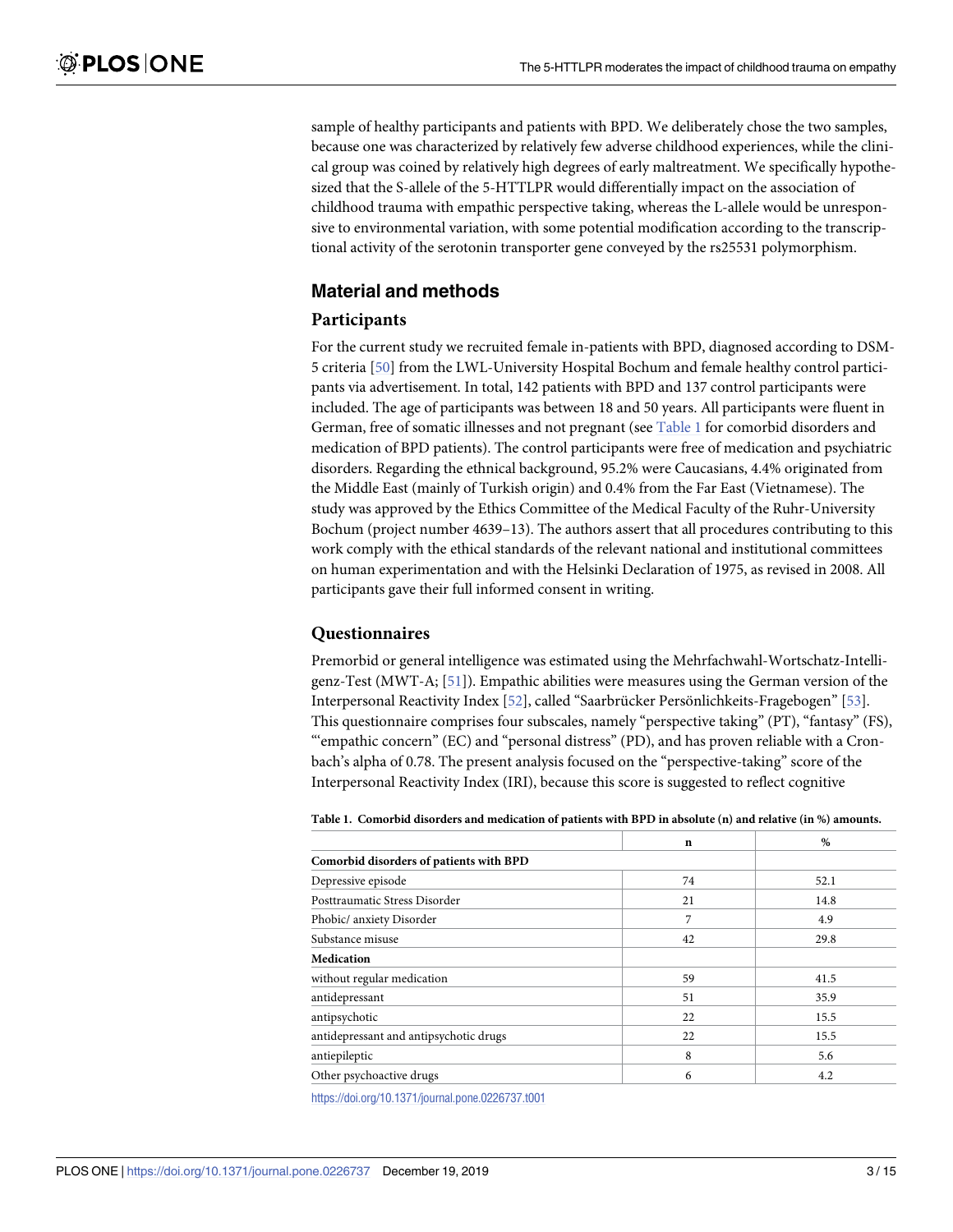sample of healthy participants and patients with BPD. We deliberately chose the two samples, because one was characterized by relatively few adverse childhood experiences, while the clinical group was coined by relatively high degrees of early maltreatment. We specifically hypothesized that the S-allele of the 5-HTTLPR would differentially impact on the association of childhood trauma with empathic perspective taking, whereas the L-allele would be unresponsive to environmental variation, with some potential modification according to the transcriptional activity of the serotonin transporter gene conveyed by the rs25531 polymorphism.

## Material and methods

### Participants

For the current study we recruited female in-patients with BPD, diagnosed according to DSM-5 criteria [50] from the LWL-University Hospital Bochum and female healthy control participants via advertisement. In total, 142 patients with BPD and 137 control participants were included. The age of participants was between 18 and 50 years. All participants were fluent in German, free of somatic illnesses and not pregnant (see Table 1 for comorbid disorders and medication of BPD patients). The control participants were free of medication and psychiatric disorders. Regarding the ethnical background, 95.2% were Caucasians, 4.4% originated from the Middle East (mainly of Turkish origin) and 0.4% from the Far East (Vietnamese). The study was approved by the Ethics Committee of the Medical Faculty of the Ruhr-University Bochum (project number 4639–13). The authors assert that all procedures contributing to this work comply with the ethical standards of the relevant national and institutional committees on human experimentation and with the Helsinki Declaration of 1975, as revised in 2008. All participants gave their full informed consent in writing.

### Questionnaires

Premorbid or general intelligence was estimated using the Mehrfachwahl-Wortschatz-Intelligenz-Test (MWT-A; [51]). Empathic abilities were measures using the German version of the Interpersonal Reactivity Index [52], called "Saarbrücker Persönlichkeits-Fragebogen" [53]. This questionnaire comprises four subscales, namely "perspective taking" (PT), "fantasy" (FS), "'empathic concern" (EC) and "personal distress" (PD), and has proven reliable with a Cronbach's alpha of 0.78. The present analysis focused on the "perspective-taking" score of the Interpersonal Reactivity Index (IRI), because this score is suggested to reflect cognitive

**Table 1. Comorbid disorders and medication of patients with BPD in absolute (n) and relative (in %) amounts.**

| | n | % |
|---|---|---|
| **Comorbid disorders of patients with BPD** | | |
| Depressive episode | 74 | 52.1 |
| Posttraumatic Stress Disorder | 21 | 14.8 |
| Phobic/ anxiety Disorder | 7 | 4.9 |
| Substance misuse | 42 | 29.8 |
| **Medication** | | |
| without regular medication | 59 | 41.5 |
| antidepressant | 51 | 35.9 |
| antipsychotic | 22 | 15.5 |
| antidepressant and antipsychotic drugs | 22 | 15.5 |
| antiepileptic | 8 | 5.6 |
| Other psychoactive drugs | 6 | 4.2 |

https://doi.org/10.1371/journal.pone.0226737.t001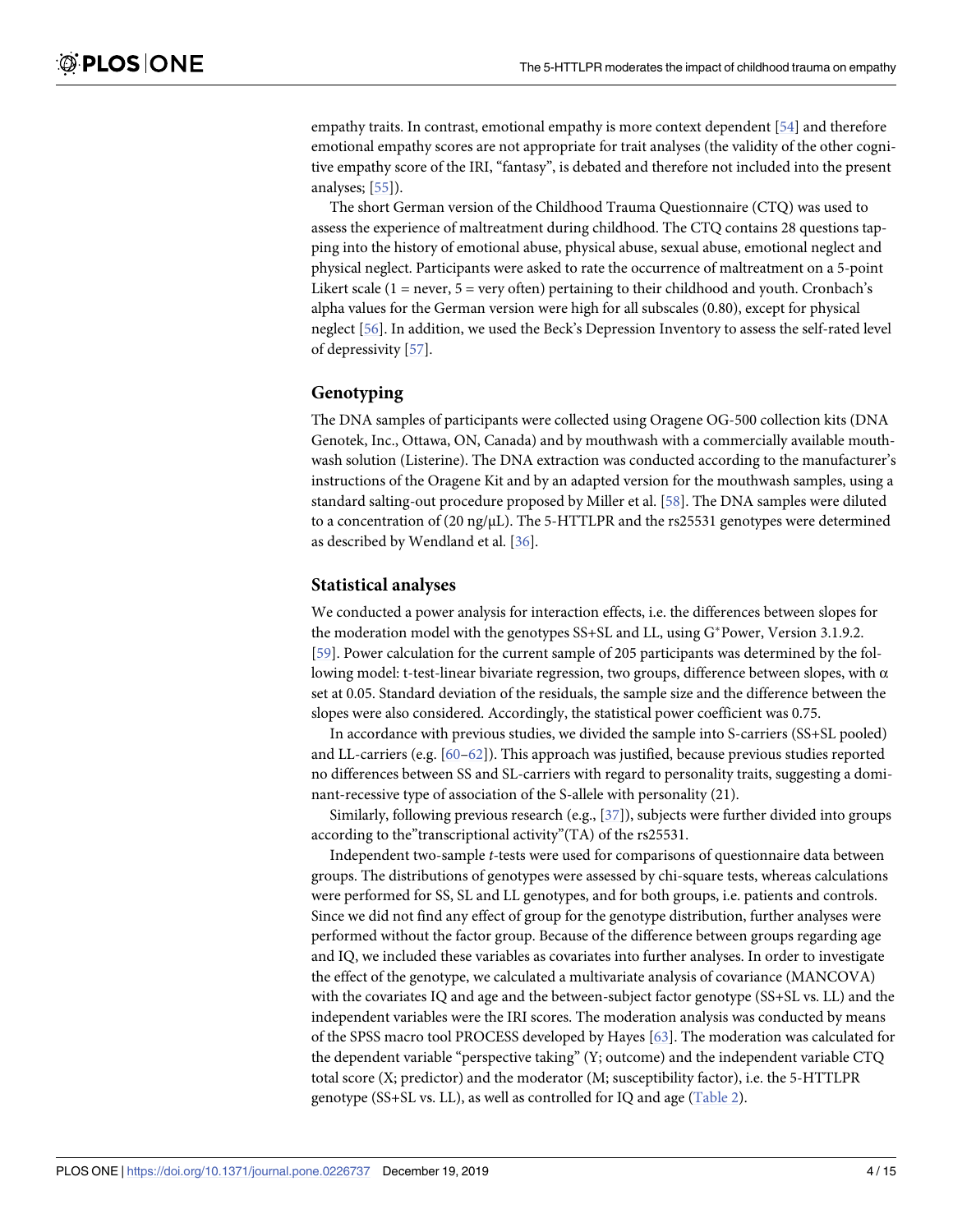empathy traits. In contrast, emotional empathy is more context dependent [54] and therefore emotional empathy scores are not appropriate for trait analyses (the validity of the other cognitive empathy score of the IRI, "fantasy", is debated and therefore not included into the present analyses; [55]).

The short German version of the Childhood Trauma Questionnaire (CTQ) was used to assess the experience of maltreatment during childhood. The CTQ contains 28 questions tapping into the history of emotional abuse, physical abuse, sexual abuse, emotional neglect and physical neglect. Participants were asked to rate the occurrence of maltreatment on a 5-point Likert scale (1 = never, 5 = very often) pertaining to their childhood and youth. Cronbach's alpha values for the German version were high for all subscales (0.80), except for physical neglect [56]. In addition, we used the Beck's Depression Inventory to assess the self-rated level of depressivity [57].

## Genotyping

The DNA samples of participants were collected using Oragene OG-500 collection kits (DNA Genotek, Inc., Ottawa, ON, Canada) and by mouthwash with a commercially available mouthwash solution (Listerine). The DNA extraction was conducted according to the manufacturer's instructions of the Oragene Kit and by an adapted version for the mouthwash samples, using a standard salting-out procedure proposed by Miller et al. [58]. The DNA samples were diluted to a concentration of (20 ng/μL). The 5-HTTLPR and the rs25531 genotypes were determined as described by Wendland et al. [36].

## Statistical analyses

We conducted a power analysis for interaction effects, i.e. the differences between slopes for the moderation model with the genotypes SS+SL and LL, using G*Power, Version 3.1.9.2. [59]. Power calculation for the current sample of 205 participants was determined by the following model: t-test-linear bivariate regression, two groups, difference between slopes, with $\alpha$ set at 0.05. Standard deviation of the residuals, the sample size and the difference between the slopes were also considered. Accordingly, the statistical power coefficient was 0.75.

In accordance with previous studies, we divided the sample into S-carriers (SS+SL pooled) and LL-carriers (e.g. [60–62]). This approach was justified, because previous studies reported no differences between SS and SL-carriers with regard to personality traits, suggesting a dominant-recessive type of association of the S-allele with personality (21).

Similarly, following previous research (e.g., [37]), subjects were further divided into groups according to the"transcriptional activity"(TA) of the rs25531.

Independent two-sample *t*-tests were used for comparisons of questionnaire data between groups. The distributions of genotypes were assessed by chi-square tests, whereas calculations were performed for SS, SL and LL genotypes, and for both groups, i.e. patients and controls. Since we did not find any effect of group for the genotype distribution, further analyses were performed without the factor group. Because of the difference between groups regarding age and IQ, we included these variables as covariates into further analyses. In order to investigate the effect of the genotype, we calculated a multivariate analysis of covariance (MANCOVA) with the covariates IQ and age and the between-subject factor genotype (SS+SL vs. LL) and the independent variables were the IRI scores. The moderation analysis was conducted by means of the SPSS macro tool PROCESS developed by Hayes [63]. The moderation was calculated for the dependent variable "perspective taking" (Y; outcome) and the independent variable CTQ total score (X; predictor) and the moderator (M; susceptibility factor), i.e. the 5-HTTLPR genotype (SS+SL vs. LL), as well as controlled for IQ and age (Table 2).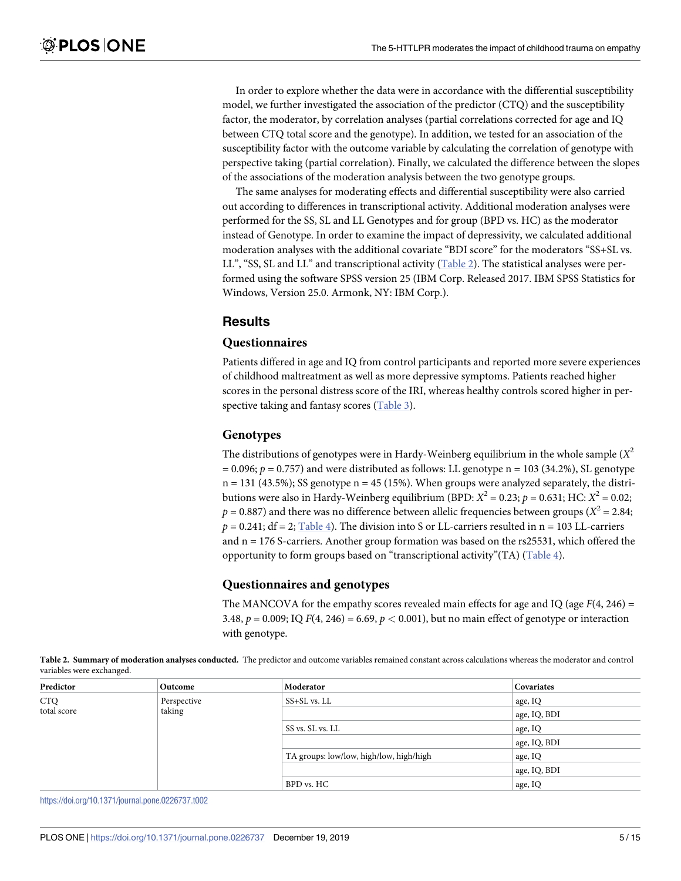In order to explore whether the data were in accordance with the differential susceptibility model, we further investigated the association of the predictor (CTQ) and the susceptibility factor, the moderator, by correlation analyses (partial correlations corrected for age and IQ between CTQ total score and the genotype). In addition, we tested for an association of the susceptibility factor with the outcome variable by calculating the correlation of genotype with perspective taking (partial correlation). Finally, we calculated the difference between the slopes of the associations of the moderation analysis between the two genotype groups.

The same analyses for moderating effects and differential susceptibility were also carried out according to differences in transcriptional activity. Additional moderation analyses were performed for the SS, SL and LL Genotypes and for group (BPD vs. HC) as the moderator instead of Genotype. In order to examine the impact of depressivity, we calculated additional moderation analyses with the additional covariate "BDI score" for the moderators "SS+SL vs. LL", "SS, SL and LL" and transcriptional activity (Table 2). The statistical analyses were performed using the software SPSS version 25 (IBM Corp. Released 2017. IBM SPSS Statistics for Windows, Version 25.0. Armonk, NY: IBM Corp.).

## Results

### Questionnaires

Patients differed in age and IQ from control participants and reported more severe experiences of childhood maltreatment as well as more depressive symptoms. Patients reached higher scores in the personal distress score of the IRI, whereas healthy controls scored higher in perspective taking and fantasy scores (Table 3).

### Genotypes

The distributions of genotypes were in Hardy-Weinberg equilibrium in the whole sample ($X^2 = 0.096$; $p = 0.757$) and were distributed as follows: LL genotype n = 103 (34.2%), SL genotype n = 131 (43.5%); SS genotype n = 45 (15%). When groups were analyzed separately, the distributions were also in Hardy-Weinberg equilibrium (BPD: $X^2 = 0.23$; $p = 0.631$; HC: $X^2 = 0.02$; $p = 0.887$) and there was no difference between allelic frequencies between groups ($X^2 = 2.84$; $p = 0.241$; df = 2; Table 4). The division into S or LL-carriers resulted in n = 103 LL-carriers and n = 176 S-carriers. Another group formation was based on the rs25531, which offered the opportunity to form groups based on "transcriptional activity"(TA) (Table 4).

### Questionnaires and genotypes

The MANCOVA for the empathy scores revealed main effects for age and IQ (age $F(4, 246) = 3.48$, $p = 0.009$; IQ $F(4, 246) = 6.69$, $p < 0.001$), but no main effect of genotype or interaction with genotype.

**Table 2. Summary of moderation analyses conducted.** The predictor and outcome variables remained constant across calculations whereas the moderator and control variables were exchanged.

| Predictor | Outcome | Moderator | Covariates |
|---|---|---|---|
| CTQ total score | Perspective taking | SS+SL vs. LL | age, IQ |
| | | | age, IQ, BDI |
| | | SS vs. SL vs. LL | age, IQ |
| | | | age, IQ, BDI |
| | | TA groups: low/low, high/low, high/high | age, IQ |
| | | | age, IQ, BDI |
| | | BPD vs. HC | age, IQ |

https://doi.org/10.1371/journal.pone.0226737.t002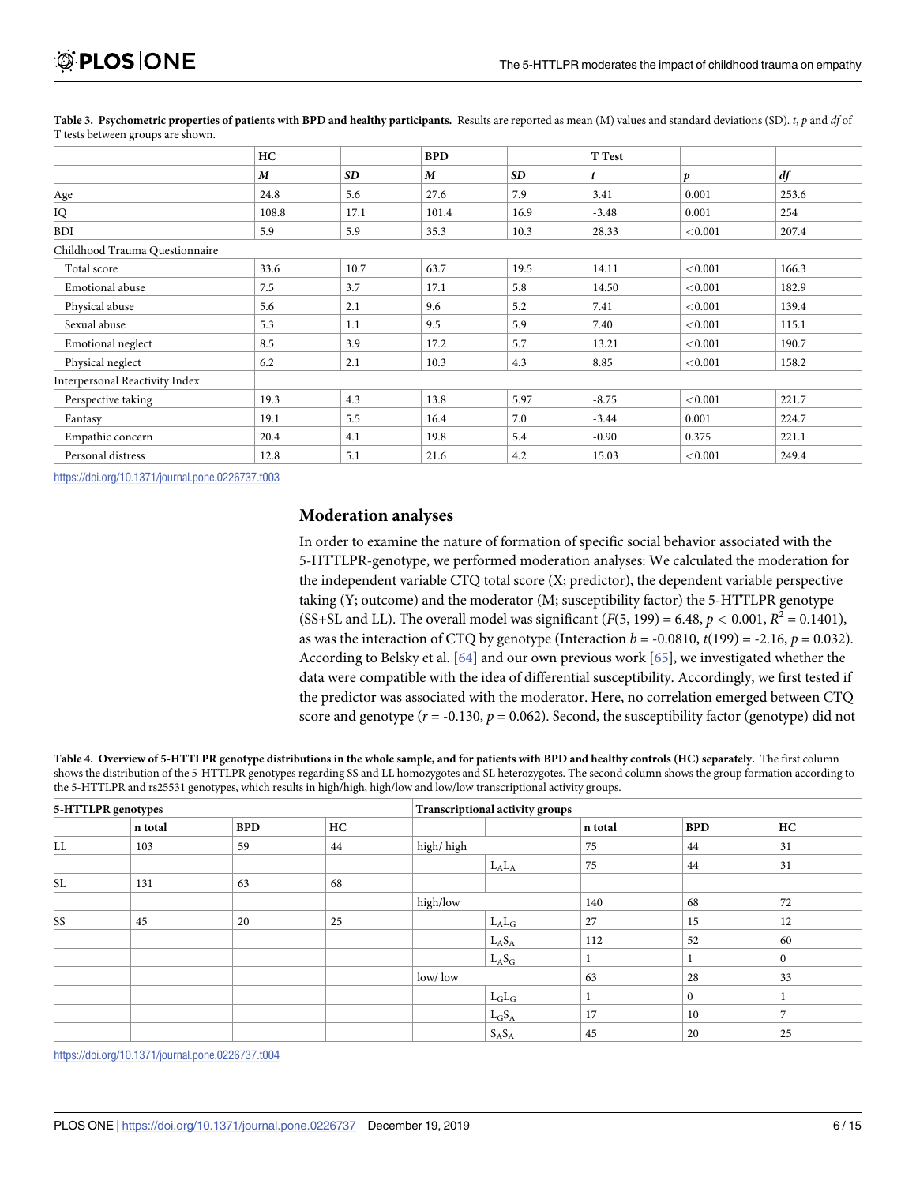**Table 3. Psychometric properties of patients with BPD and healthy participants.** Results are reported as mean (M) values and standard deviations (SD). *t*, *p* and *df* of T tests between groups are shown.

| | HC | | BPD | | T Test | | |
|---|---|---|---|---|---|---|---|
| | *M* | *SD* | *M* | *SD* | *t* | *p* | *df* |
| Age | 24.8 | 5.6 | 27.6 | 7.9 | 3.41 | 0.001 | 253.6 |
| IQ | 108.8 | 17.1 | 101.4 | 16.9 | -3.48 | 0.001 | 254 |
| BDI | 5.9 | 5.9 | 35.3 | 10.3 | 28.33 | <0.001 | 207.4 |
| Childhood Trauma Questionnaire | | | | | | | |
| Total score | 33.6 | 10.7 | 63.7 | 19.5 | 14.11 | <0.001 | 166.3 |
| Emotional abuse | 7.5 | 3.7 | 17.1 | 5.8 | 14.50 | <0.001 | 182.9 |
| Physical abuse | 5.6 | 2.1 | 9.6 | 5.2 | 7.41 | <0.001 | 139.4 |
| Sexual abuse | 5.3 | 1.1 | 9.5 | 5.9 | 7.40 | <0.001 | 115.1 |
| Emotional neglect | 8.5 | 3.9 | 17.2 | 5.7 | 13.21 | <0.001 | 190.7 |
| Physical neglect | 6.2 | 2.1 | 10.3 | 4.3 | 8.85 | <0.001 | 158.2 |
| Interpersonal Reactivity Index | | | | | | | |
| Perspective taking | 19.3 | 4.3 | 13.8 | 5.97 | -8.75 | <0.001 | 221.7 |
| Fantasy | 19.1 | 5.5 | 16.4 | 7.0 | -3.44 | 0.001 | 224.7 |
| Empathic concern | 20.4 | 4.1 | 19.8 | 5.4 | -0.90 | 0.375 | 221.1 |
| Personal distress | 12.8 | 5.1 | 21.6 | 4.2 | 15.03 | <0.001 | 249.4 |

https://doi.org/10.1371/journal.pone.0226737.t003

## Moderation analyses

In order to examine the nature of formation of specific social behavior associated with the 5-HTTLPR-genotype, we performed moderation analyses: We calculated the moderation for the independent variable CTQ total score (X; predictor), the dependent variable perspective taking (Y; outcome) and the moderator (M; susceptibility factor) the 5-HTTLPR genotype (SS+SL and LL). The overall model was significant ($F(5, 199) = 6.48$, $p < 0.001$, $R^2 = 0.1401$), as was the interaction of CTQ by genotype (Interaction $b = -0.0810$, $t(199) = -2.16$, $p = 0.032$). According to Belsky et al. [64] and our own previous work [65], we investigated whether the data were compatible with the idea of differential susceptibility. Accordingly, we first tested if the predictor was associated with the moderator. Here, no correlation emerged between CTQ score and genotype ($r = -0.130$, $p = 0.062$). Second, the susceptibility factor (genotype) did not

**Table 4. Overview of 5-HTTLPR genotype distributions in the whole sample, and for patients with BPD and healthy controls (HC) separately.** The first column shows the distribution of the 5-HTTLPR genotypes regarding SS and LL homozygotes and SL heterozygotes. The second column shows the group formation according to the 5-HTTLPR and rs25531 genotypes, which results in high/high, high/low and low/low transcriptional activity groups.

| 5-HTTLPR genotypes | | | | Transcriptional activity groups | | | | |
|---|---|---|---|---|---|---|---|---|
| | n total | BPD | HC | | | n total | BPD | HC |
| LL | 103 | 59 | 44 | high/ high | | 75 | 44 | 31 |
| | | | | | $L_AL_A$ | 75 | 44 | 31 |
| SL | 131 | 63 | 68 | | | | | |
| | | | | high/low | | 140 | 68 | 72 |
| SS | 45 | 20 | 25 | | $L_AL_G$ | 27 | 15 | 12 |
| | | | | | $L_AS_A$ | 112 | 52 | 60 |
| | | | | | $L_AS_G$ | 1 | 1 | 0 |
| | | | | low/ low | | 63 | 28 | 33 |
| | | | | | $L_GL_G$ | 1 | 0 | 1 |
| | | | | | $L_GS_A$ | 17 | 10 | 7 |
| | | | | | $S_AS_A$ | 45 | 20 | 25 |

https://doi.org/10.1371/journal.pone.0226737.t004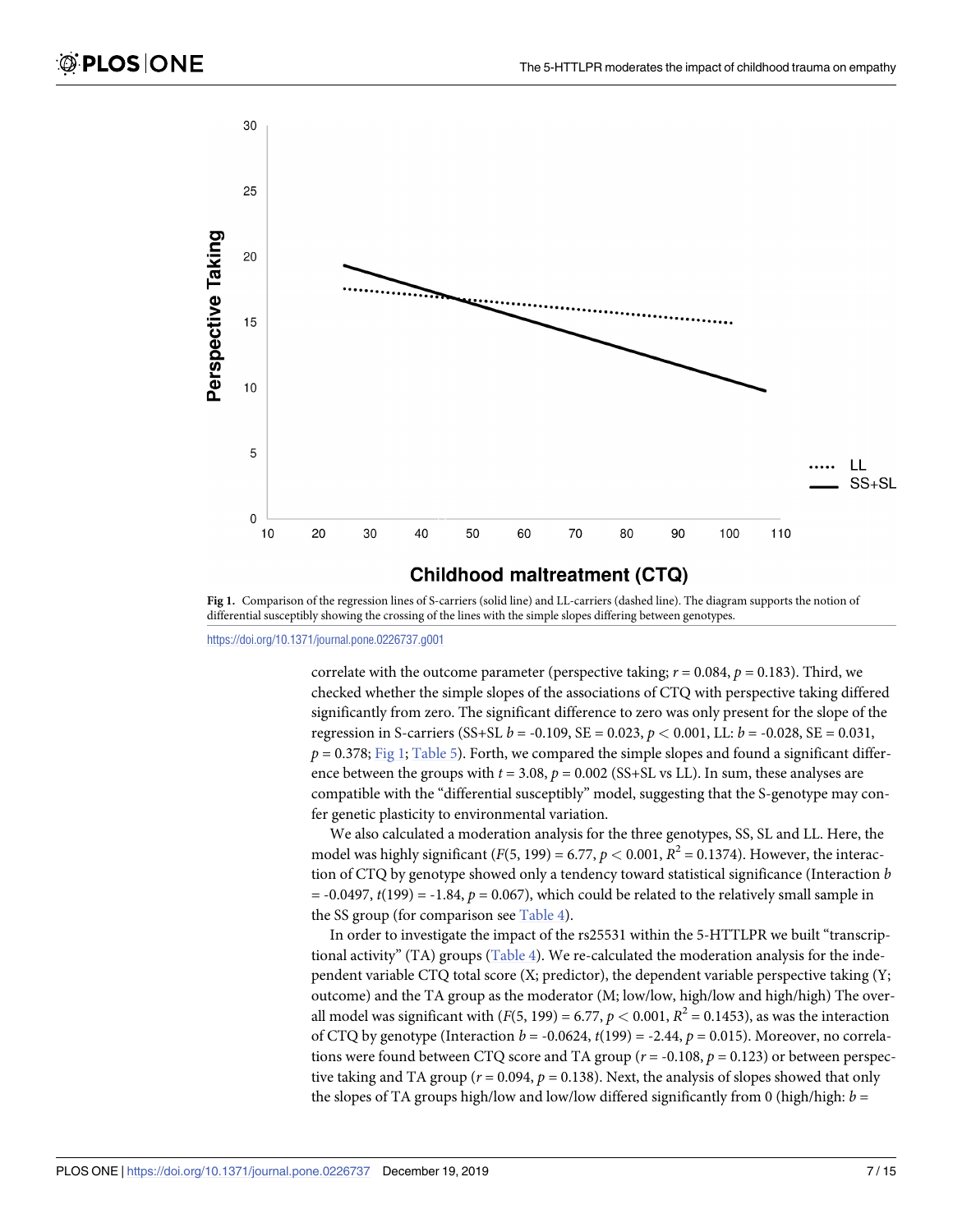Fig 1. Comparison of the regression lines of S-carriers (solid line) and LL-carriers (dashed line). The diagram supports the notion of differential susceptibly showing the crossing of the lines with the simple slopes differing between genotypes.

https://doi.org/10.1371/journal.pone.0226737.g001

correlate with the outcome parameter (perspective taking; $r = 0.084$, $p = 0.183$). Third, we checked whether the simple slopes of the associations of CTQ with perspective taking differed significantly from zero. The significant difference to zero was only present for the slope of the regression in S-carriers (SS+SL $b = -0.109$, SE = 0.023, $p < 0.001$, LL: $b = -0.028$, SE = 0.031, $p = 0.378$; Fig 1; Table 5). Forth, we compared the simple slopes and found a significant difference between the groups with $t = 3.08$, $p = 0.002$ (SS+SL vs LL). In sum, these analyses are compatible with the "differential susceptibly" model, suggesting that the S-genotype may confer genetic plasticity to environmental variation.

We also calculated a moderation analysis for the three genotypes, SS, SL and LL. Here, the model was highly significant ($F(5, 199) = 6.77$, $p < 0.001$, $R^2 = 0.1374$). However, the interaction of CTQ by genotype showed only a tendency toward statistical significance (Interaction $b = -0.0497$, $t(199) = -1.84$, $p = 0.067$), which could be related to the relatively small sample in the SS group (for comparison see Table 4).

In order to investigate the impact of the rs25531 within the 5-HTTLPR we built "transcriptional activity" (TA) groups (Table 4). We re-calculated the moderation analysis for the independent variable CTQ total score (X; predictor), the dependent variable perspective taking (Y; outcome) and the TA group as the moderator (M; low/low, high/low and high/high) The overall model was significant with ($F(5, 199) = 6.77$, $p < 0.001$, $R^2 = 0.1453$), as was the interaction of CTQ by genotype (Interaction $b = -0.0624$, $t(199) = -2.44$, $p = 0.015$). Moreover, no correlations were found between CTQ score and TA group ($r = -0.108$, $p = 0.123$) or between perspective taking and TA group ($r = 0.094$, $p = 0.138$). Next, the analysis of slopes showed that only the slopes of TA groups high/low and low/low differed significantly from 0 (high/high: $b =$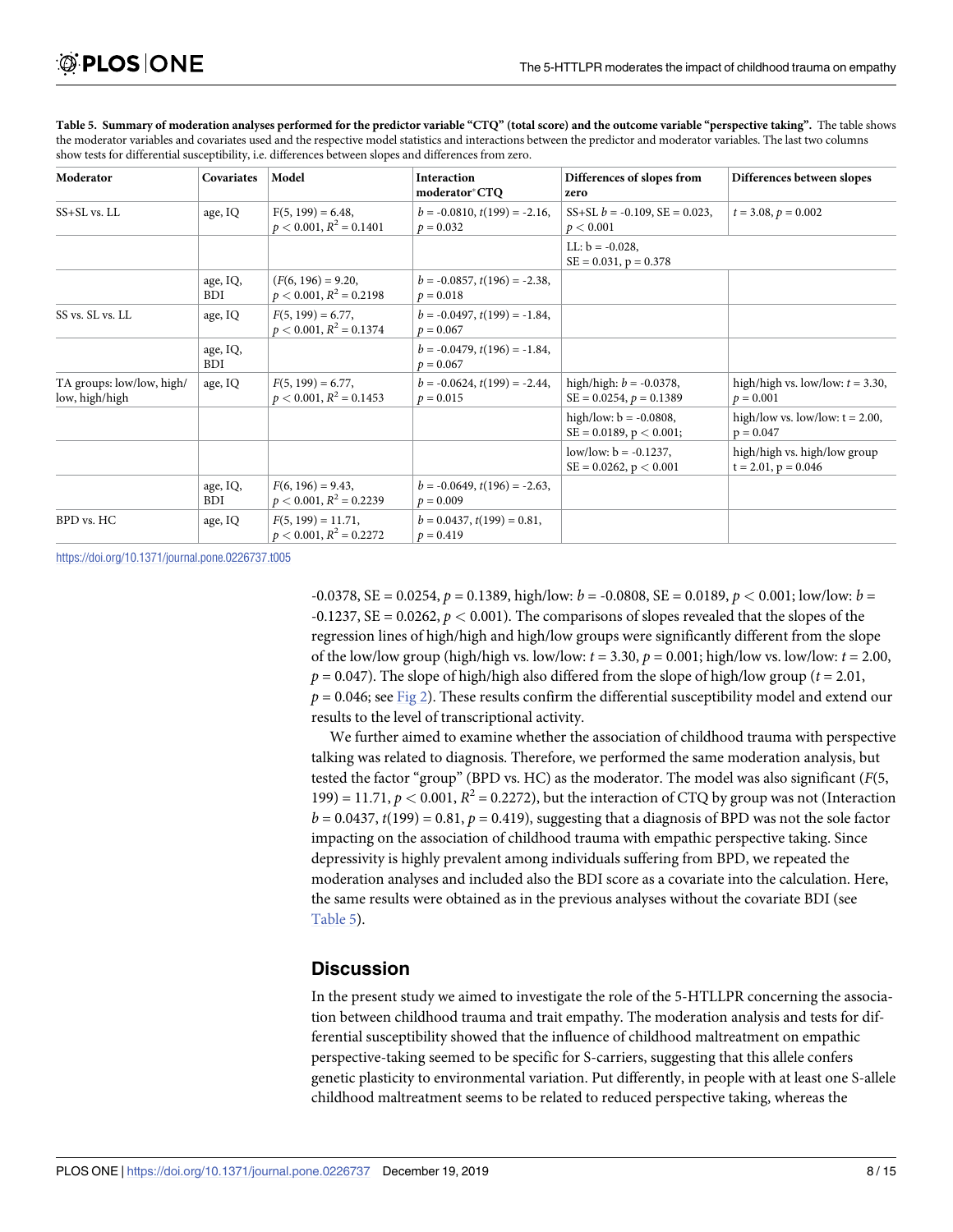**Table 5. Summary of moderation analyses performed for the predictor variable "CTQ" (total score) and the outcome variable "perspective taking".** The table shows the moderator variables and covariates used and the respective model statistics and interactions between the predictor and moderator variables. The last two columns show tests for differential susceptibility, i.e. differences between slopes and differences from zero.

| Moderator | Covariates | Model | Interaction moderator*CTQ | Differences of slopes from zero | Differences between slopes |
|---|---|---|---|---|---|
| SS+SL vs. LL | age, IQ | $F(5, 199) = 6.48$, $p < 0.001$, $R^2 = 0.1401$ | $b = -0.0810$, $t(199) = -2.16$, $p = 0.032$ | SS+SL $b = -0.109$, SE = 0.023, $p < 0.001$ | $t = 3.08$, $p = 0.002$ |
| | | | | LL: b = -0.028, SE = 0.031, p = 0.378 | |
| | age, IQ, BDI | ($F(6, 196) = 9.20$, $p < 0.001$, $R^2 = 0.2198$ | $b = -0.0857$, $t(196) = -2.38$, $p = 0.018$ | | |
| SS vs. SL vs. LL | age, IQ | $F(5, 199) = 6.77$, $p < 0.001$, $R^2 = 0.1374$ | $b = -0.0497$, $t(199) = -1.84$, $p = 0.067$ | | |
| | age, IQ, BDI | | $b = -0.0479$, $t(196) = -1.84$, $p = 0.067$ | | |
| TA groups: low/low, high/low, high/high | age, IQ | $F(5, 199) = 6.77$, $p < 0.001$, $R^2 = 0.1453$ | $b = -0.0624$, $t(199) = -2.44$, $p = 0.015$ | high/high: $b = -0.0378$, SE = 0.0254, $p = 0.1389$ | high/high vs. low/low: $t = 3.30$, $p = 0.001$ |
| | | | | high/low: b = -0.0808, SE = 0.0189, p < 0.001; | high/low vs. low/low: t = 2.00, p = 0.047 |
| | | | | low/low: b = -0.1237, SE = 0.0262, p < 0.001 | high/high vs. high/low group t = 2.01, p = 0.046 |
| | age, IQ, BDI | $F(6, 196) = 9.43$, $p < 0.001$, $R^2 = 0.2239$ | $b = -0.0649$, $t(196) = -2.63$, $p = 0.009$ | | |
| BPD vs. HC | age, IQ | $F(5, 199) = 11.71$, $p < 0.001$, $R^2 = 0.2272$ | $b = 0.0437$, $t(199) = 0.81$, $p = 0.419$ | | |

https://doi.org/10.1371/journal.pone.0226737.t005

-0.0378, SE = 0.0254, $p = 0.1389$, high/low: $b = -0.0808$, SE = 0.0189, $p < 0.001$; low/low: $b = -0.1237$, SE = 0.0262, $p < 0.001$). The comparisons of slopes revealed that the slopes of the regression lines of high/high and high/low groups were significantly different from the slope of the low/low group (high/high vs. low/low: $t = 3.30$, $p = 0.001$; high/low vs. low/low: $t = 2.00$, $p = 0.047$). The slope of high/high also differed from the slope of high/low group ($t = 2.01$, $p = 0.046$; see Fig 2). These results confirm the differential susceptibility model and extend our results to the level of transcriptional activity.

We further aimed to examine whether the association of childhood trauma with perspective talking was related to diagnosis. Therefore, we performed the same moderation analysis, but tested the factor "group" (BPD vs. HC) as the moderator. The model was also significant ($F(5, 199) = 11.71$, $p < 0.001$, $R^2 = 0.2272$), but the interaction of CTQ by group was not (Interaction $b = 0.0437$, $t(199) = 0.81$, $p = 0.419$), suggesting that a diagnosis of BPD was not the sole factor impacting on the association of childhood trauma with empathic perspective taking. Since depressivity is highly prevalent among individuals suffering from BPD, we repeated the moderation analyses and included also the BDI score as a covariate into the calculation. Here, the same results were obtained as in the previous analyses without the covariate BDI (see Table 5).

## Discussion

In the present study we aimed to investigate the role of the 5-HTLLPR concerning the association between childhood trauma and trait empathy. The moderation analysis and tests for differential susceptibility showed that the influence of childhood maltreatment on empathic perspective-taking seemed to be specific for S-carriers, suggesting that this allele confers genetic plasticity to environmental variation. Put differently, in people with at least one S-allele childhood maltreatment seems to be related to reduced perspective taking, whereas the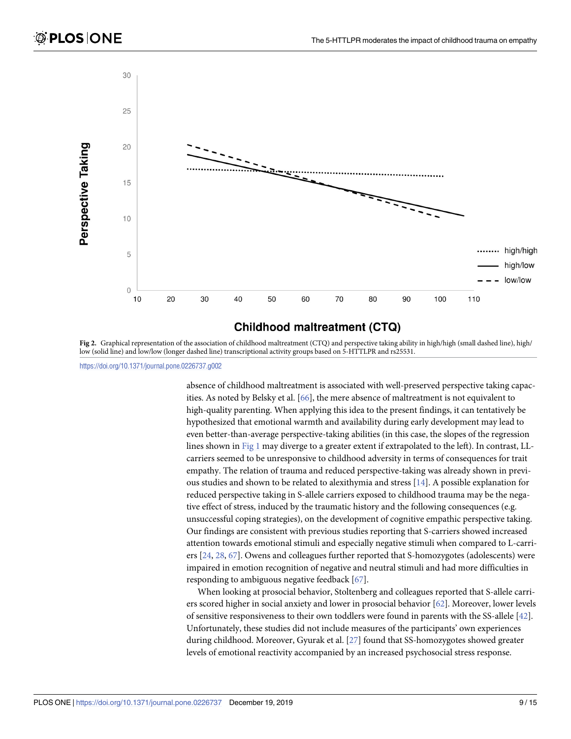Fig 2. Graphical representation of the association of childhood maltreatment (CTQ) and perspective taking ability in high/high (small dashed line), high/low (solid line) and low/low (longer dashed line) transcriptional activity groups based on 5-HTTLPR and rs25531.

https://doi.org/10.1371/journal.pone.0226737.g002

absence of childhood maltreatment is associated with well-preserved perspective taking capacities. As noted by Belsky et al. [66], the mere absence of maltreatment is not equivalent to high-quality parenting. When applying this idea to the present findings, it can tentatively be hypothesized that emotional warmth and availability during early development may lead to even better-than-average perspective-taking abilities (in this case, the slopes of the regression lines shown in Fig 1 may diverge to a greater extent if extrapolated to the left). In contrast, LL-carriers seemed to be unresponsive to childhood adversity in terms of consequences for trait empathy. The relation of trauma and reduced perspective-taking was already shown in previous studies and shown to be related to alexithymia and stress [14]. A possible explanation for reduced perspective taking in S-allele carriers exposed to childhood trauma may be the negative effect of stress, induced by the traumatic history and the following consequences (e.g. unsuccessful coping strategies), on the development of cognitive empathic perspective taking. Our findings are consistent with previous studies reporting that S-carriers showed increased attention towards emotional stimuli and especially negative stimuli when compared to L-carriers [24, 28, 67]. Owens and colleagues further reported that S-homozygotes (adolescents) were impaired in emotion recognition of negative and neutral stimuli and had more difficulties in responding to ambiguous negative feedback [67].

When looking at prosocial behavior, Stoltenberg and colleagues reported that S-allele carriers scored higher in social anxiety and lower in prosocial behavior [62]. Moreover, lower levels of sensitive responsiveness to their own toddlers were found in parents with the SS-allele [42]. Unfortunately, these studies did not include measures of the participants' own experiences during childhood. Moreover, Gyurak et al. [27] found that SS-homozygotes showed greater levels of emotional reactivity accompanied by an increased psychosocial stress response.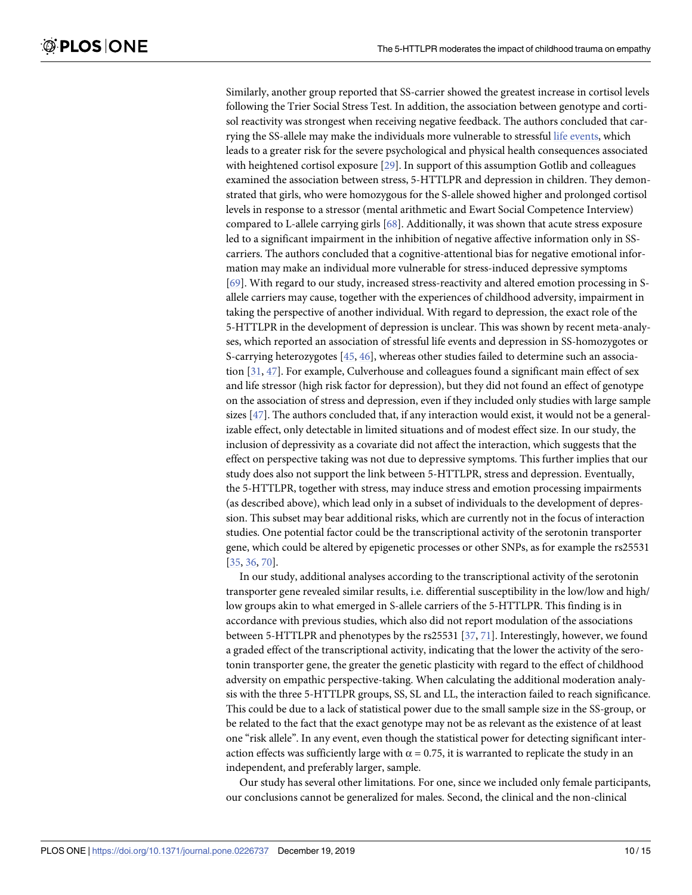Similarly, another group reported that SS-carrier showed the greatest increase in cortisol levels following the Trier Social Stress Test. In addition, the association between genotype and cortisol reactivity was strongest when receiving negative feedback. The authors concluded that carrying the SS-allele may make the individuals more vulnerable to stressful life events, which leads to a greater risk for the severe psychological and physical health consequences associated with heightened cortisol exposure [29]. In support of this assumption Gotlib and colleagues examined the association between stress, 5-HTTLPR and depression in children. They demonstrated that girls, who were homozygous for the S-allele showed higher and prolonged cortisol levels in response to a stressor (mental arithmetic and Ewart Social Competence Interview) compared to L-allele carrying girls [68]. Additionally, it was shown that acute stress exposure led to a significant impairment in the inhibition of negative affective information only in SS-carriers. The authors concluded that a cognitive-attentional bias for negative emotional information may make an individual more vulnerable for stress-induced depressive symptoms [69]. With regard to our study, increased stress-reactivity and altered emotion processing in S-allele carriers may cause, together with the experiences of childhood adversity, impairment in taking the perspective of another individual. With regard to depression, the exact role of the 5-HTTLPR in the development of depression is unclear. This was shown by recent meta-analyses, which reported an association of stressful life events and depression in SS-homozygotes or S-carrying heterozygotes [45, 46], whereas other studies failed to determine such an association [31, 47]. For example, Culverhouse and colleagues found a significant main effect of sex and life stressor (high risk factor for depression), but they did not found an effect of genotype on the association of stress and depression, even if they included only studies with large sample sizes [47]. The authors concluded that, if any interaction would exist, it would not be a generalizable effect, only detectable in limited situations and of modest effect size. In our study, the inclusion of depressivity as a covariate did not affect the interaction, which suggests that the effect on perspective taking was not due to depressive symptoms. This further implies that our study does also not support the link between 5-HTTLPR, stress and depression. Eventually, the 5-HTTLPR, together with stress, may induce stress and emotion processing impairments (as described above), which lead only in a subset of individuals to the development of depression. This subset may bear additional risks, which are currently not in the focus of interaction studies. One potential factor could be the transcriptional activity of the serotonin transporter gene, which could be altered by epigenetic processes or other SNPs, as for example the rs25531 [35, 36, 70].

In our study, additional analyses according to the transcriptional activity of the serotonin transporter gene revealed similar results, i.e. differential susceptibility in the low/low and high/low groups akin to what emerged in S-allele carriers of the 5-HTTLPR. This finding is in accordance with previous studies, which also did not report modulation of the associations between 5-HTTLPR and phenotypes by the rs25531 [37, 71]. Interestingly, however, we found a graded effect of the transcriptional activity, indicating that the lower the activity of the serotonin transporter gene, the greater the genetic plasticity with regard to the effect of childhood adversity on empathic perspective-taking. When calculating the additional moderation analysis with the three 5-HTTLPR groups, SS, SL and LL, the interaction failed to reach significance. This could be due to a lack of statistical power due to the small sample size in the SS-group, or be related to the fact that the exact genotype may not be as relevant as the existence of at least one "risk allele". In any event, even though the statistical power for detecting significant interaction effects was sufficiently large with $\alpha = 0.75$, it is warranted to replicate the study in an independent, and preferably larger, sample.

Our study has several other limitations. For one, since we included only female participants, our conclusions cannot be generalized for males. Second, the clinical and the non-clinical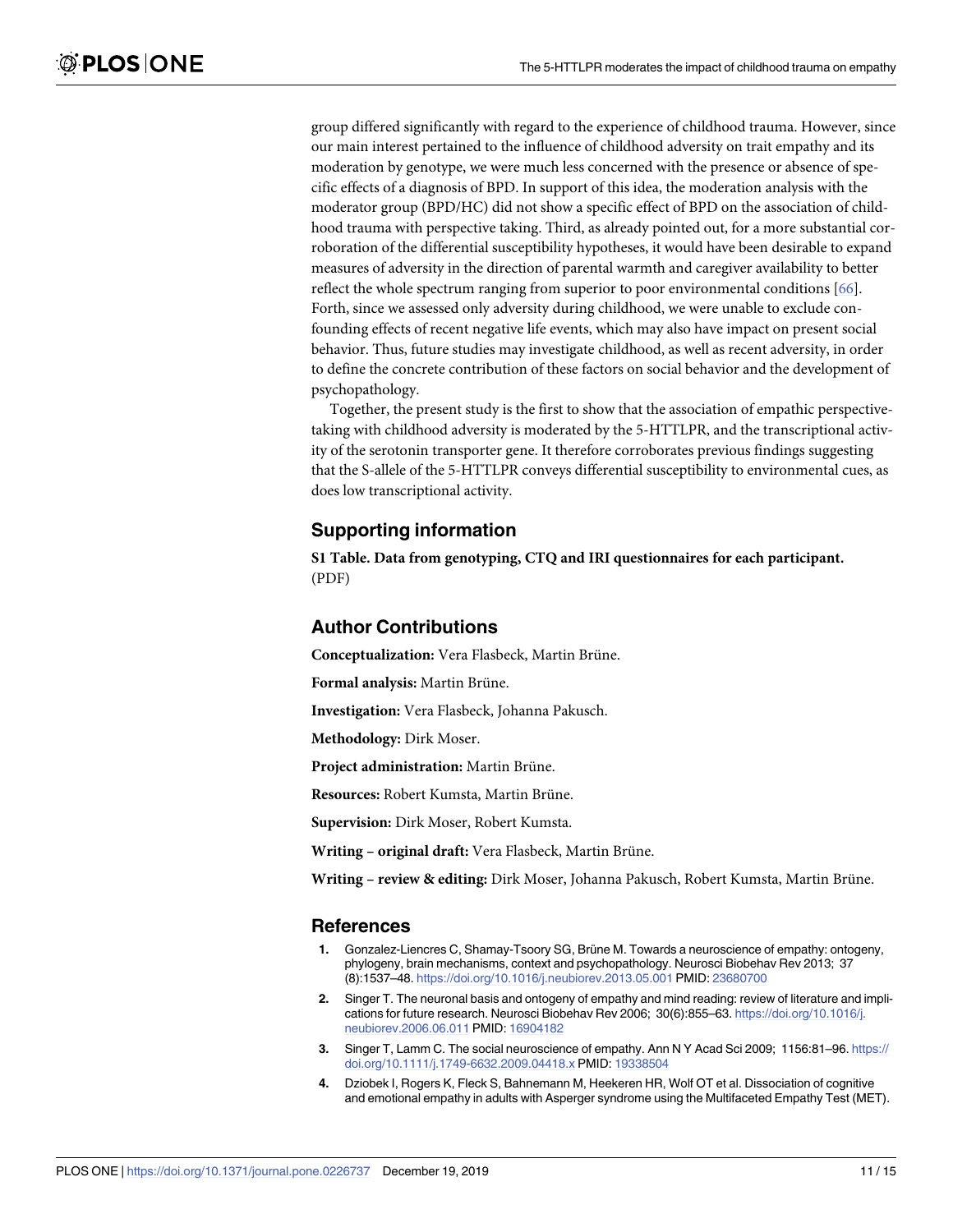group differed significantly with regard to the experience of childhood trauma. However, since our main interest pertained to the influence of childhood adversity on trait empathy and its moderation by genotype, we were much less concerned with the presence or absence of specific effects of a diagnosis of BPD. In support of this idea, the moderation analysis with the moderator group (BPD/HC) did not show a specific effect of BPD on the association of childhood trauma with perspective taking. Third, as already pointed out, for a more substantial corroboration of the differential susceptibility hypotheses, it would have been desirable to expand measures of adversity in the direction of parental warmth and caregiver availability to better reflect the whole spectrum ranging from superior to poor environmental conditions [66]. Forth, since we assessed only adversity during childhood, we were unable to exclude confounding effects of recent negative life events, which may also have impact on present social behavior. Thus, future studies may investigate childhood, as well as recent adversity, in order to define the concrete contribution of these factors on social behavior and the development of psychopathology.

Together, the present study is the first to show that the association of empathic perspective-taking with childhood adversity is moderated by the 5-HTTLPR, and the transcriptional activity of the serotonin transporter gene. It therefore corroborates previous findings suggesting that the S-allele of the 5-HTTLPR conveys differential susceptibility to environmental cues, as does low transcriptional activity.

## Supporting information

**S1 Table. Data from genotyping, CTQ and IRI questionnaires for each participant.** (PDF)

## Author Contributions

**Conceptualization:** Vera Flasbeck, Martin Brüne.

**Formal analysis:** Martin Brüne.

**Investigation:** Vera Flasbeck, Johanna Pakusch.

**Methodology:** Dirk Moser.

**Project administration:** Martin Brüne.

**Resources:** Robert Kumsta, Martin Brüne.

**Supervision:** Dirk Moser, Robert Kumsta.

**Writing – original draft:** Vera Flasbeck, Martin Brüne.

**Writing – review & editing:** Dirk Moser, Johanna Pakusch, Robert Kumsta, Martin Brüne.

## References

1. Gonzalez-Liencres C, Shamay-Tsoory SG, Brüne M. Towards a neuroscience of empathy: ontogeny, phylogeny, brain mechanisms, context and psychopathology. Neurosci Biobehav Rev 2013; 37 (8):1537–48. https://doi.org/10.1016/j.neubiorev.2013.05.001 PMID: 23680700
2. Singer T. The neuronal basis and ontogeny of empathy and mind reading: review of literature and implications for future research. Neurosci Biobehav Rev 2006; 30(6):855–63. https://doi.org/10.1016/j.neubiorev.2006.06.011 PMID: 16904182
3. Singer T, Lamm C. The social neuroscience of empathy. Ann N Y Acad Sci 2009; 1156:81–96. https://doi.org/10.1111/j.1749-6632.2009.04418.x PMID: 19338504
4. Dziobek I, Rogers K, Fleck S, Bahnemann M, Heekeren HR, Wolf OT et al. Dissociation of cognitive and emotional empathy in adults with Asperger syndrome using the Multifaceted Empathy Test (MET).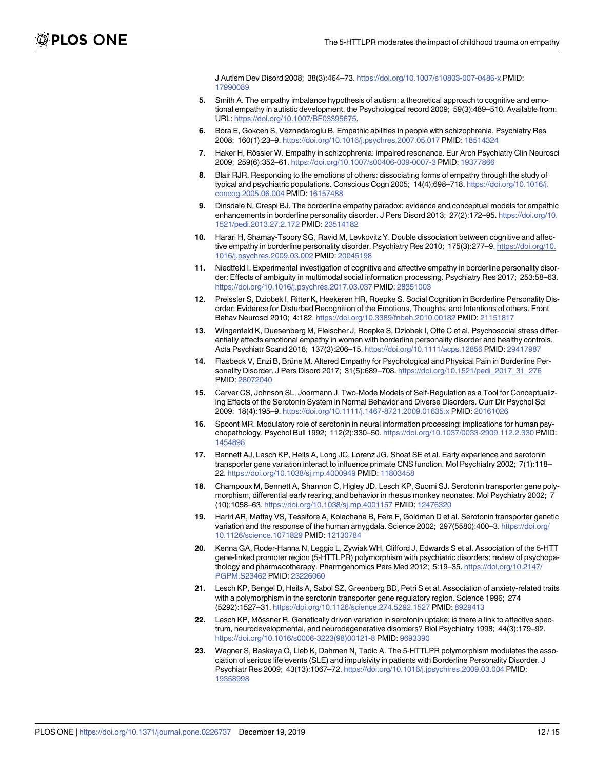J Autism Dev Disord 2008; 38(3):464–73. https://doi.org/10.1007/s10803-007-0486-x PMID: 17990089

5. Smith A. The empathy imbalance hypothesis of autism: a theoretical approach to cognitive and emotional empathy in autistic development. the Psychological record 2009; 59(3):489–510. Available from: URL: https://doi.org/10.1007/BF03395675.
6. Bora E, Gokcen S, Veznedaroglu B. Empathic abilities in people with schizophrenia. Psychiatry Res 2008; 160(1):23–9. https://doi.org/10.1016/j.psychres.2007.05.017 PMID: 18514324
7. Haker H, Rössler W. Empathy in schizophrenia: impaired resonance. Eur Arch Psychiatry Clin Neurosci 2009; 259(6):352–61. https://doi.org/10.1007/s00406-009-0007-3 PMID: 19377866
8. Blair RJR. Responding to the emotions of others: dissociating forms of empathy through the study of typical and psychiatric populations. Conscious Cogn 2005; 14(4):698–718. https://doi.org/10.1016/j.concog.2005.06.004 PMID: 16157488
9. Dinsdale N, Crespi BJ. The borderline empathy paradox: evidence and conceptual models for empathic enhancements in borderline personality disorder. J Pers Disord 2013; 27(2):172–95. https://doi.org/10.1521/pedi.2013.27.2.172 PMID: 23514182
10. Harari H, Shamay-Tsoory SG, Ravid M, Levkovitz Y. Double dissociation between cognitive and affective empathy in borderline personality disorder. Psychiatry Res 2010; 175(3):277–9. https://doi.org/10.1016/j.psychres.2009.03.002 PMID: 20045198
11. Niedtfeld I. Experimental investigation of cognitive and affective empathy in borderline personality disorder: Effects of ambiguity in multimodal social information processing. Psychiatry Res 2017; 253:58–63. https://doi.org/10.1016/j.psychres.2017.03.037 PMID: 28351003
12. Preissler S, Dziobek I, Ritter K, Heekeren HR, Roepke S. Social Cognition in Borderline Personality Disorder: Evidence for Disturbed Recognition of the Emotions, Thoughts, and Intentions of others. Front Behav Neurosci 2010; 4:182. https://doi.org/10.3389/fnbeh.2010.00182 PMID: 21151817
13. Wingenfeld K, Duesenberg M, Fleischer J, Roepke S, Dziobek I, Otte C et al. Psychosocial stress differentially affects emotional empathy in women with borderline personality disorder and healthy controls. Acta Psychiatr Scand 2018; 137(3):206–15. https://doi.org/10.1111/acps.12856 PMID: 29417987
14. Flasbeck V, Enzi B, Brüne M. Altered Empathy for Psychological and Physical Pain in Borderline Personality Disorder. J Pers Disord 2017; 31(5):689–708. https://doi.org/10.1521/pedi_2017_31_276 PMID: 28072040
15. Carver CS, Johnson SL, Joormann J. Two-Mode Models of Self-Regulation as a Tool for Conceptualizing Effects of the Serotonin System in Normal Behavior and Diverse Disorders. Curr Dir Psychol Sci 2009; 18(4):195–9. https://doi.org/10.1111/j.1467-8721.2009.01635.x PMID: 20161026
16. Spoont MR. Modulatory role of serotonin in neural information processing: implications for human psychopathology. Psychol Bull 1992; 112(2):330–50. https://doi.org/10.1037/0033-2909.112.2.330 PMID: 1454898
17. Bennett AJ, Lesch KP, Heils A, Long JC, Lorenz JG, Shoaf SE et al. Early experience and serotonin transporter gene variation interact to influence primate CNS function. Mol Psychiatry 2002; 7(1):118–22. https://doi.org/10.1038/sj.mp.4000949 PMID: 11803458
18. Champoux M, Bennett A, Shannon C, Higley JD, Lesch KP, Suomi SJ. Serotonin transporter gene polymorphism, differential early rearing, and behavior in rhesus monkey neonates. Mol Psychiatry 2002; 7(10):1058–63. https://doi.org/10.1038/sj.mp.4001157 PMID: 12476320
19. Hariri AR, Mattay VS, Tessitore A, Kolachana B, Fera F, Goldman D et al. Serotonin transporter genetic variation and the response of the human amygdala. Science 2002; 297(5580):400–3. https://doi.org/10.1126/science.1071829 PMID: 12130784
20. Kenna GA, Roder-Hanna N, Leggio L, Zywiak WH, Clifford J, Edwards S et al. Association of the 5-HTT gene-linked promoter region (5-HTTLPR) polymorphism with psychiatric disorders: review of psychopathology and pharmacotherapy. Pharmgenomics Pers Med 2012; 5:19–35. https://doi.org/10.2147/PGPM.S23462 PMID: 23226060
21. Lesch KP, Bengel D, Heils A, Sabol SZ, Greenberg BD, Petri S et al. Association of anxiety-related traits with a polymorphism in the serotonin transporter gene regulatory region. Science 1996; 274(5292):1527–31. https://doi.org/10.1126/science.274.5292.1527 PMID: 8929413
22. Lesch KP, Mössner R. Genetically driven variation in serotonin uptake: is there a link to affective spectrum, neurodevelopmental, and neurodegenerative disorders? Biol Psychiatry 1998; 44(3):179–92. https://doi.org/10.1016/s0006-3223(98)00121-8 PMID: 9693390
23. Wagner S, Baskaya O, Lieb K, Dahmen N, Tadic A. The 5-HTTLPR polymorphism modulates the association of serious life events (SLE) and impulsivity in patients with Borderline Personality Disorder. J Psychiatr Res 2009; 43(13):1067–72. https://doi.org/10.1016/j.jpsychires.2009.03.004 PMID: 19358998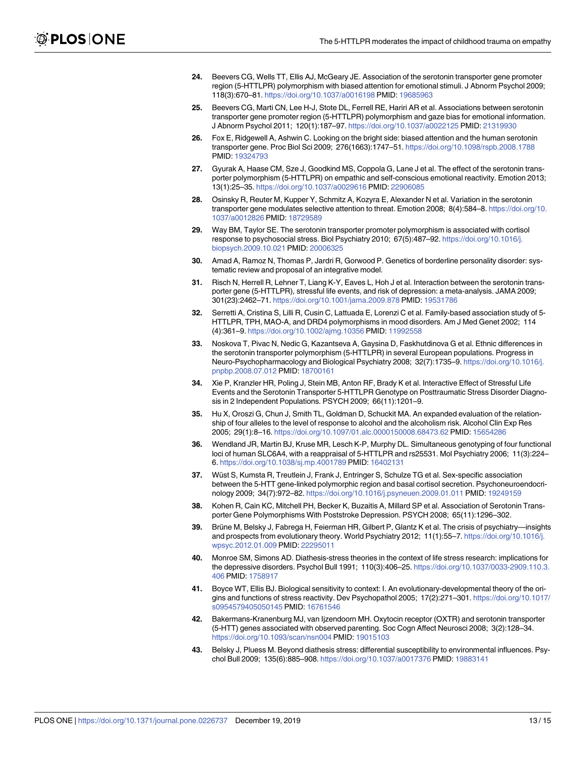24. Beevers CG, Wells TT, Ellis AJ, McGeary JE. Association of the serotonin transporter gene promoter region (5-HTTLPR) polymorphism with biased attention for emotional stimuli. J Abnorm Psychol 2009; 118(3):670–81. https://doi.org/10.1037/a0016198 PMID: 19685963

25. Beevers CG, Marti CN, Lee H-J, Stote DL, Ferrell RE, Hariri AR et al. Associations between serotonin transporter gene promoter region (5-HTTLPR) polymorphism and gaze bias for emotional information. J Abnorm Psychol 2011; 120(1):187–97. https://doi.org/10.1037/a0022125 PMID: 21319930

26. Fox E, Ridgewell A, Ashwin C. Looking on the bright side: biased attention and the human serotonin transporter gene. Proc Biol Sci 2009; 276(1663):1747–51. https://doi.org/10.1098/rspb.2008.1788 PMID: 19324793

27. Gyurak A, Haase CM, Sze J, Goodkind MS, Coppola G, Lane J et al. The effect of the serotonin transporter polymorphism (5-HTTLPR) on empathic and self-conscious emotional reactivity. Emotion 2013; 13(1):25–35. https://doi.org/10.1037/a0029616 PMID: 22906085

28. Osinsky R, Reuter M, Kupper Y, Schmitz A, Kozyra E, Alexander N et al. Variation in the serotonin transporter gene modulates selective attention to threat. Emotion 2008; 8(4):584–8. https://doi.org/10.1037/a0012826 PMID: 18729589

29. Way BM, Taylor SE. The serotonin transporter promoter polymorphism is associated with cortisol response to psychosocial stress. Biol Psychiatry 2010; 67(5):487–92. https://doi.org/10.1016/j.biopsych.2009.10.021 PMID: 20006325

30. Amad A, Ramoz N, Thomas P, Jardri R, Gorwood P. Genetics of borderline personality disorder: systematic review and proposal of an integrative model.

31. Risch N, Herrell R, Lehner T, Liang K-Y, Eaves L, Hoh J et al. Interaction between the serotonin transporter gene (5-HTTLPR), stressful life events, and risk of depression: a meta-analysis. JAMA 2009; 301(23):2462–71. https://doi.org/10.1001/jama.2009.878 PMID: 19531786

32. Serretti A, Cristina S, Lilli R, Cusin C, Lattuada E, Lorenzi C et al. Family-based association study of 5-HTTLPR, TPH, MAO-A, and DRD4 polymorphisms in mood disorders. Am J Med Genet 2002; 114 (4):361–9. https://doi.org/10.1002/ajmg.10356 PMID: 11992558

33. Noskova T, Pivac N, Nedic G, Kazantseva A, Gaysina D, Faskhutdinova G et al. Ethnic differences in the serotonin transporter polymorphism (5-HTTLPR) in several European populations. Progress in Neuro-Psychopharmacology and Biological Psychiatry 2008; 32(7):1735–9. https://doi.org/10.1016/j.pnpbp.2008.07.012 PMID: 18700161

34. Xie P, Kranzler HR, Poling J, Stein MB, Anton RF, Brady K et al. Interactive Effect of Stressful Life Events and the Serotonin Transporter 5-HTTLPR Genotype on Posttraumatic Stress Disorder Diagnosis in 2 Independent Populations. PSYCH 2009; 66(11):1201–9.

35. Hu X, Oroszi G, Chun J, Smith TL, Goldman D, Schuckit MA. An expanded evaluation of the relationship of four alleles to the level of response to alcohol and the alcoholism risk. Alcohol Clin Exp Res 2005; 29(1):8–16. https://doi.org/10.1097/01.alc.0000150008.68473.62 PMID: 15654286

36. Wendland JR, Martin BJ, Kruse MR, Lesch K-P, Murphy DL. Simultaneous genotyping of four functional loci of human SLC6A4, with a reappraisal of 5-HTTLPR and rs25531. Mol Psychiatry 2006; 11(3):224–6. https://doi.org/10.1038/sj.mp.4001789 PMID: 16402131

37. Wüst S, Kumsta R, Treutlein J, Frank J, Entringer S, Schulze TG et al. Sex-specific association between the 5-HTT gene-linked polymorphic region and basal cortisol secretion. Psychoneuroendocrinology 2009; 34(7):972–82. https://doi.org/10.1016/j.psyneuen.2009.01.011 PMID: 19249159

38. Kohen R, Cain KC, Mitchell PH, Becker K, Buzaitis A, Millard SP et al. Association of Serotonin Transporter Gene Polymorphisms With Poststroke Depression. PSYCH 2008; 65(11):1296–302.

39. Brüne M, Belsky J, Fabrega H, Feierman HR, Gilbert P, Glantz K et al. The crisis of psychiatry—insights and prospects from evolutionary theory. World Psychiatry 2012; 11(1):55–7. https://doi.org/10.1016/j.wpsyc.2012.01.009 PMID: 22295011

40. Monroe SM, Simons AD. Diathesis-stress theories in the context of life stress research: implications for the depressive disorders. Psychol Bull 1991; 110(3):406–25. https://doi.org/10.1037/0033-2909.110.3.406 PMID: 1758917

41. Boyce WT, Ellis BJ. Biological sensitivity to context: I. An evolutionary-developmental theory of the origins and functions of stress reactivity. Dev Psychopathol 2005; 17(2):271–301. https://doi.org/10.1017/s0954579405050145 PMID: 16761546

42. Bakermans-Kranenburg MJ, van Ijzendoorn MH. Oxytocin receptor (OXTR) and serotonin transporter (5-HTT) genes associated with observed parenting. Soc Cogn Affect Neurosci 2008; 3(2):128–34. https://doi.org/10.1093/scan/nsn004 PMID: 19015103

43. Belsky J, Pluess M. Beyond diathesis stress: differential susceptibility to environmental influences. Psychol Bull 2009; 135(6):885–908. https://doi.org/10.1037/a0017376 PMID: 19883141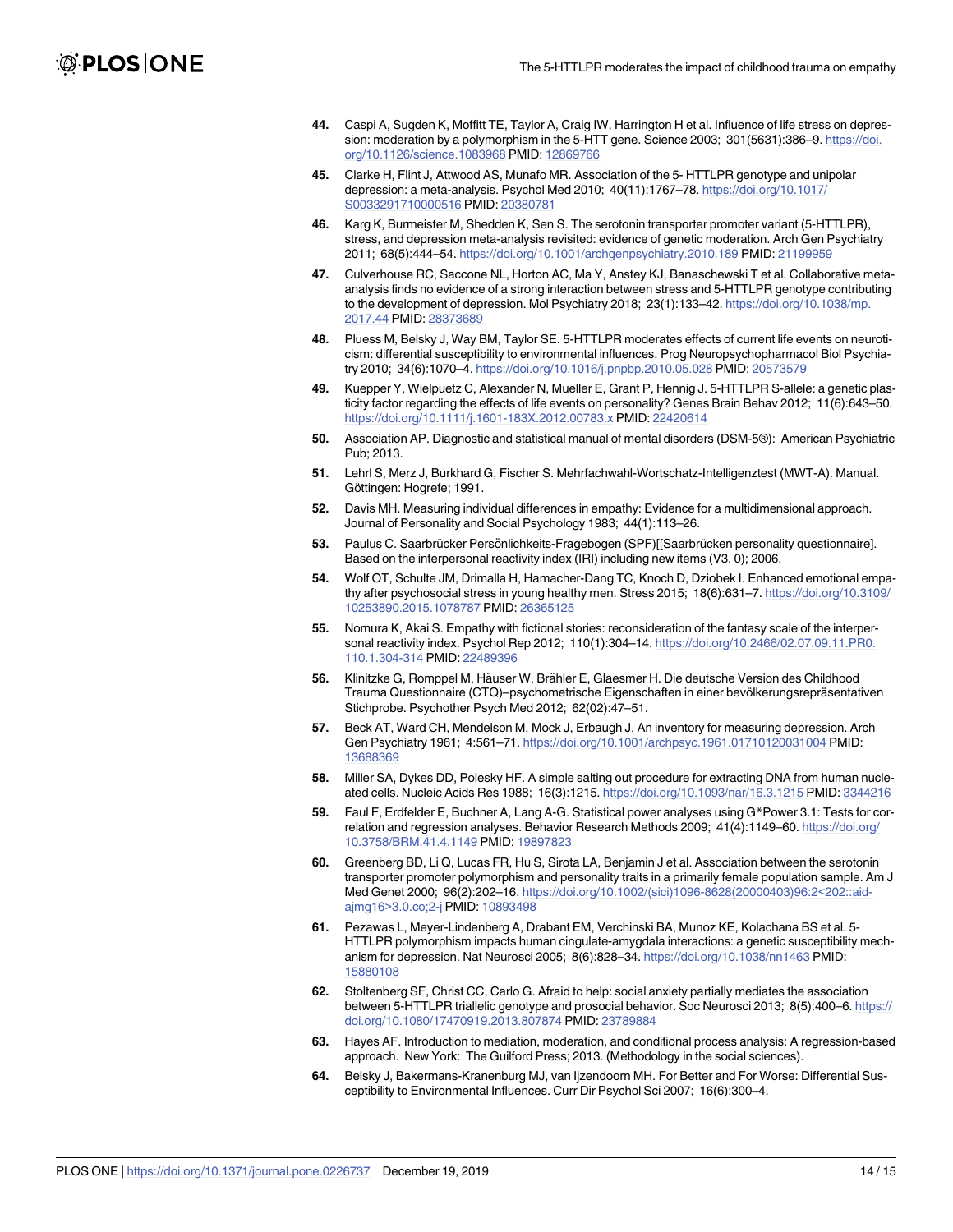44. Caspi A, Sugden K, Moffitt TE, Taylor A, Craig IW, Harrington H et al. Influence of life stress on depression: moderation by a polymorphism in the 5-HTT gene. Science 2003; 301(5631):386–9. https://doi.org/10.1126/science.1083968 PMID: 12869766

45. Clarke H, Flint J, Attwood AS, Munafo MR. Association of the 5- HTTLPR genotype and unipolar depression: a meta-analysis. Psychol Med 2010; 40(11):1767–78. https://doi.org/10.1017/S0033291710000516 PMID: 20380781

46. Karg K, Burmeister M, Shedden K, Sen S. The serotonin transporter promoter variant (5-HTTLPR), stress, and depression meta-analysis revisited: evidence of genetic moderation. Arch Gen Psychiatry 2011; 68(5):444–54. https://doi.org/10.1001/archgenpsychiatry.2010.189 PMID: 21199959

47. Culverhouse RC, Saccone NL, Horton AC, Ma Y, Anstey KJ, Banaschewski T et al. Collaborative meta-analysis finds no evidence of a strong interaction between stress and 5-HTTLPR genotype contributing to the development of depression. Mol Psychiatry 2018; 23(1):133–42. https://doi.org/10.1038/mp.2017.44 PMID: 28373689

48. Pluess M, Belsky J, Way BM, Taylor SE. 5-HTTLPR moderates effects of current life events on neuroticism: differential susceptibility to environmental influences. Prog Neuropsychopharmacol Biol Psychiatry 2010; 34(6):1070–4. https://doi.org/10.1016/j.pnpbp.2010.05.028 PMID: 20573579

49. Kuepper Y, Wielpuetz C, Alexander N, Mueller E, Grant P, Hennig J. 5-HTTLPR S-allele: a genetic plasticity factor regarding the effects of life events on personality? Genes Brain Behav 2012; 11(6):643–50. https://doi.org/10.1111/j.1601-183X.2012.00783.x PMID: 22420614

50. Association AP. Diagnostic and statistical manual of mental disorders (DSM-5®): American Psychiatric Pub; 2013.

51. Lehrl S, Merz J, Burkhard G, Fischer S. Mehrfachwahl-Wortschatz-Intelligenztest (MWT-A). Manual. Göttingen: Hogrefe; 1991.

52. Davis MH. Measuring individual differences in empathy: Evidence for a multidimensional approach. Journal of Personality and Social Psychology 1983; 44(1):113–26.

53. Paulus C. Saarbrücker Persönlichkeits-Fragebogen (SPF)[[Saarbrücken personality questionnaire]. Based on the interpersonal reactivity index (IRI) including new items (V3. 0); 2006.

54. Wolf OT, Schulte JM, Drimalla H, Hamacher-Dang TC, Knoch D, Dziobek I. Enhanced emotional empathy after psychosocial stress in young healthy men. Stress 2015; 18(6):631–7. https://doi.org/10.3109/10253890.2015.1078787 PMID: 26365125

55. Nomura K, Akai S. Empathy with fictional stories: reconsideration of the fantasy scale of the interpersonal reactivity index. Psychol Rep 2012; 110(1):304–14. https://doi.org/10.2466/02.07.09.11.PR0.110.1.304-314 PMID: 22489396

56. Klinitzke G, Romppel M, Häuser W, Brähler E, Glaesmer H. Die deutsche Version des Childhood Trauma Questionnaire (CTQ)–psychometrische Eigenschaften in einer bevölkerungsrepräsentativen Stichprobe. Psychother Psych Med 2012; 62(02):47–51.

57. Beck AT, Ward CH, Mendelson M, Mock J, Erbaugh J. An inventory for measuring depression. Arch Gen Psychiatry 1961; 4:561–71. https://doi.org/10.1001/archpsyc.1961.01710120031004 PMID: 13688369

58. Miller SA, Dykes DD, Polesky HF. A simple salting out procedure for extracting DNA from human nucleated cells. Nucleic Acids Res 1988; 16(3):1215. https://doi.org/10.1093/nar/16.3.1215 PMID: 3344216

59. Faul F, Erdfelder E, Buchner A, Lang A-G. Statistical power analyses using G*Power 3.1: Tests for correlation and regression analyses. Behavior Research Methods 2009; 41(4):1149–60. https://doi.org/10.3758/BRM.41.4.1149 PMID: 19897823

60. Greenberg BD, Li Q, Lucas FR, Hu S, Sirota LA, Benjamin J et al. Association between the serotonin transporter promoter polymorphism and personality traits in a primarily female population sample. Am J Med Genet 2000; 96(2):202–16. https://doi.org/10.1002/(sici)1096-8628(20000403)96:2<202::aid-ajmg16>3.0.co;2-j PMID: 10893498

61. Pezawas L, Meyer-Lindenberg A, Drabant EM, Verchinski BA, Munoz KE, Kolachana BS et al. 5-HTTLPR polymorphism impacts human cingulate-amygdala interactions: a genetic susceptibility mechanism for depression. Nat Neurosci 2005; 8(6):828–34. https://doi.org/10.1038/nn1463 PMID: 15880108

62. Stoltenberg SF, Christ CC, Carlo G. Afraid to help: social anxiety partially mediates the association between 5-HTTLPR triallelic genotype and prosocial behavior. Soc Neurosci 2013; 8(5):400–6. https://doi.org/10.1080/17470919.2013.807874 PMID: 23789884

63. Hayes AF. Introduction to mediation, moderation, and conditional process analysis: A regression-based approach. New York: The Guilford Press; 2013. (Methodology in the social sciences).

64. Belsky J, Bakermans-Kranenburg MJ, van Ijzendoorn MH. For Better and For Worse: Differential Susceptibility to Environmental Influences. Curr Dir Psychol Sci 2007; 16(6):300–4.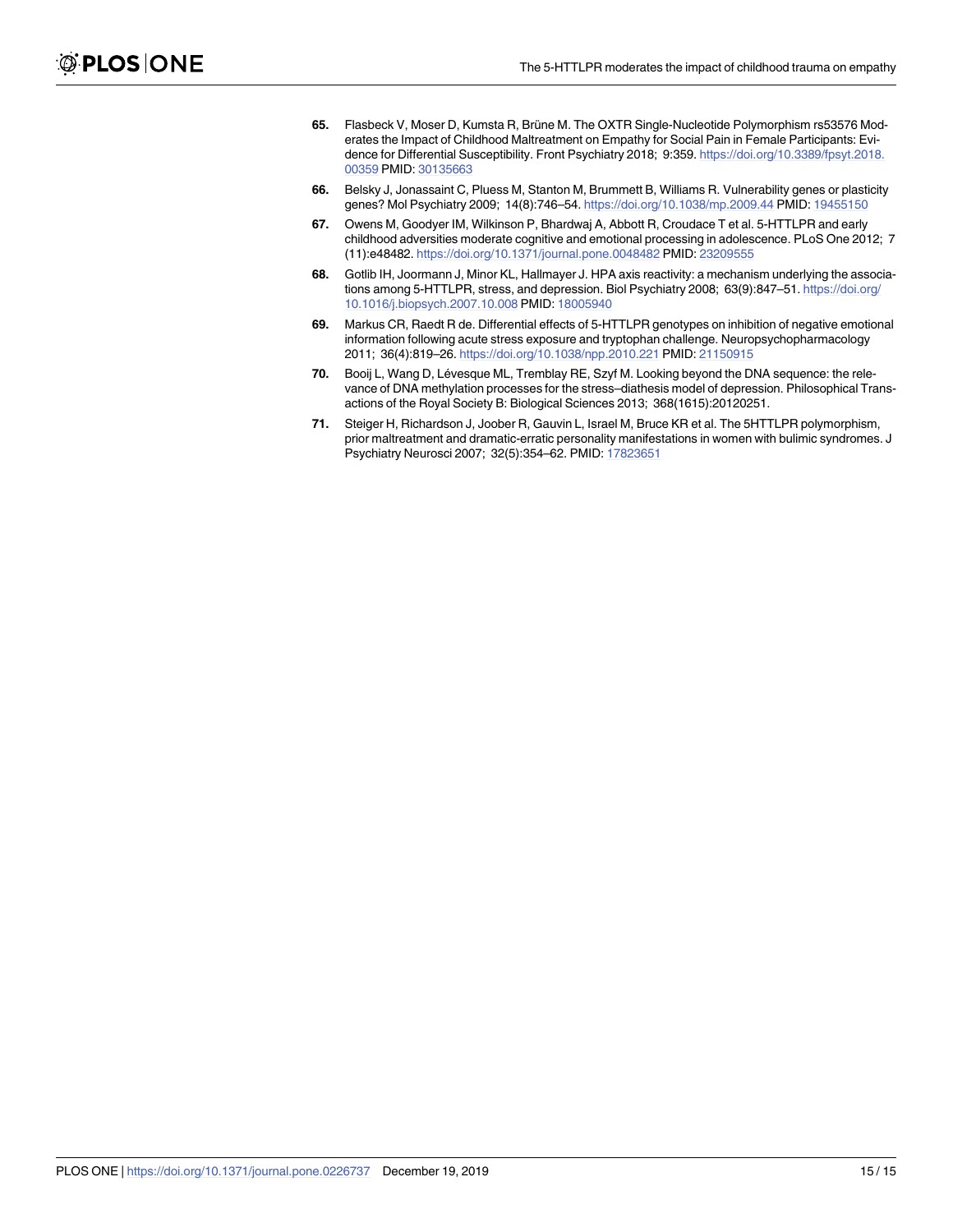65. Flasbeck V, Moser D, Kumsta R, Brüne M. The OXTR Single-Nucleotide Polymorphism rs53576 Moderates the Impact of Childhood Maltreatment on Empathy for Social Pain in Female Participants: Evidence for Differential Susceptibility. Front Psychiatry 2018; 9:359. https://doi.org/10.3389/fpsyt.2018.00359 PMID: 30135663

66. Belsky J, Jonassaint C, Pluess M, Stanton M, Brummett B, Williams R. Vulnerability genes or plasticity genes? Mol Psychiatry 2009; 14(8):746–54. https://doi.org/10.1038/mp.2009.44 PMID: 19455150

67. Owens M, Goodyer IM, Wilkinson P, Bhardwaj A, Abbott R, Croudace T et al. 5-HTTLPR and early childhood adversities moderate cognitive and emotional processing in adolescence. PLoS One 2012; 7 (11):e48482. https://doi.org/10.1371/journal.pone.0048482 PMID: 23209555

68. Gotlib IH, Joormann J, Minor KL, Hallmayer J. HPA axis reactivity: a mechanism underlying the associations among 5-HTTLPR, stress, and depression. Biol Psychiatry 2008; 63(9):847–51. https://doi.org/10.1016/j.biopsych.2007.10.008 PMID: 18005940

69. Markus CR, Raedt R de. Differential effects of 5-HTTLPR genotypes on inhibition of negative emotional information following acute stress exposure and tryptophan challenge. Neuropsychopharmacology 2011; 36(4):819–26. https://doi.org/10.1038/npp.2010.221 PMID: 21150915

70. Booij L, Wang D, Lévesque ML, Tremblay RE, Szyf M. Looking beyond the DNA sequence: the relevance of DNA methylation processes for the stress–diathesis model of depression. Philosophical Transactions of the Royal Society B: Biological Sciences 2013; 368(1615):20120251.

71. Steiger H, Richardson J, Joober R, Gauvin L, Israel M, Bruce KR et al. The 5HTTLPR polymorphism, prior maltreatment and dramatic-erratic personality manifestations in women with bulimic syndromes. J Psychiatry Neurosci 2007; 32(5):354–62. PMID: 17823651